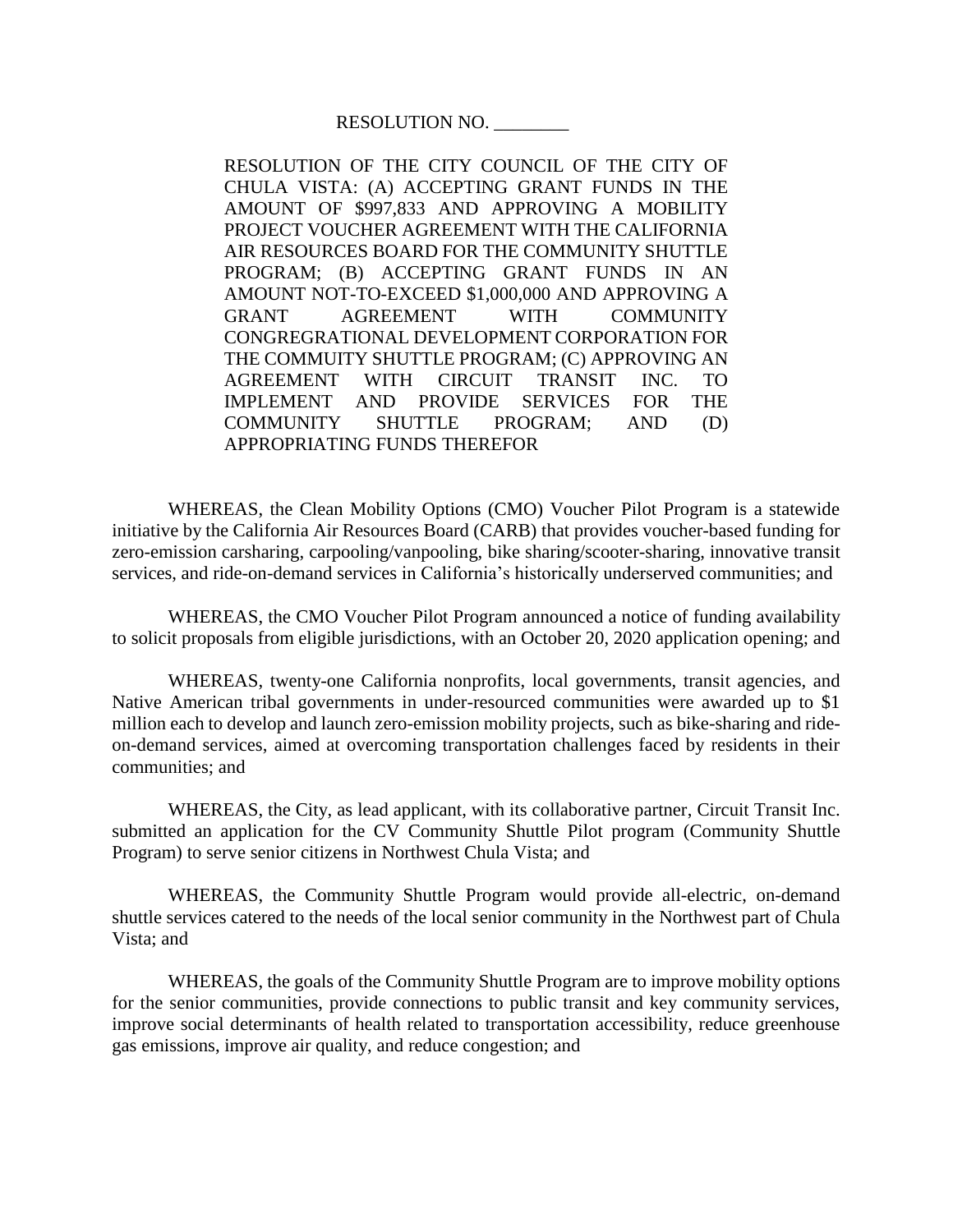RESOLUTION NO. ________

RESOLUTION OF THE CITY COUNCIL OF THE CITY OF CHULA VISTA: (A) ACCEPTING GRANT FUNDS IN THE AMOUNT OF $997,833 AND APPROVING A MOBILITY PROJECT VOUCHER AGREEMENT WITH THE CALIFORNIA AIR RESOURCES BOARD FOR THE COMMUNITY SHUTTLE PROGRAM; (B) ACCEPTING GRANT FUNDS IN AN AMOUNT NOT-TO-EXCEED $1,000,000 AND APPROVING A GRANT AGREEMENT WITH COMMUNITY CONGREGRATIONAL DEVELOPMENT CORPORATION FOR THE COMMUITY SHUTTLE PROGRAM; (C) APPROVING AN AGREEMENT WITH CIRCUIT TRANSIT INC. TO IMPLEMENT AND PROVIDE SERVICES FOR THE COMMUNITY SHUTTLE PROGRAM; AND (D) APPROPRIATING FUNDS THEREFOR

WHEREAS, the Clean Mobility Options (CMO) Voucher Pilot Program is a statewide initiative by the California Air Resources Board (CARB) that provides voucher-based funding for zero-emission carsharing, carpooling/vanpooling, bike sharing/scooter-sharing, innovative transit services, and ride-on-demand services in California's historically underserved communities; and

WHEREAS, the CMO Voucher Pilot Program announced a notice of funding availability to solicit proposals from eligible jurisdictions, with an October 20, 2020 application opening; and

WHEREAS, twenty-one California nonprofits, local governments, transit agencies, and Native American tribal governments in under-resourced communities were awarded up to $1 million each to develop and launch zero-emission mobility projects, such as bike-sharing and ride-on-demand services, aimed at overcoming transportation challenges faced by residents in their communities; and

WHEREAS, the City, as lead applicant, with its collaborative partner, Circuit Transit Inc. submitted an application for the CV Community Shuttle Pilot program (Community Shuttle Program) to serve senior citizens in Northwest Chula Vista; and

WHEREAS, the Community Shuttle Program would provide all-electric, on-demand shuttle services catered to the needs of the local senior community in the Northwest part of Chula Vista; and

WHEREAS, the goals of the Community Shuttle Program are to improve mobility options for the senior communities, provide connections to public transit and key community services, improve social determinants of health related to transportation accessibility, reduce greenhouse gas emissions, improve air quality, and reduce congestion; and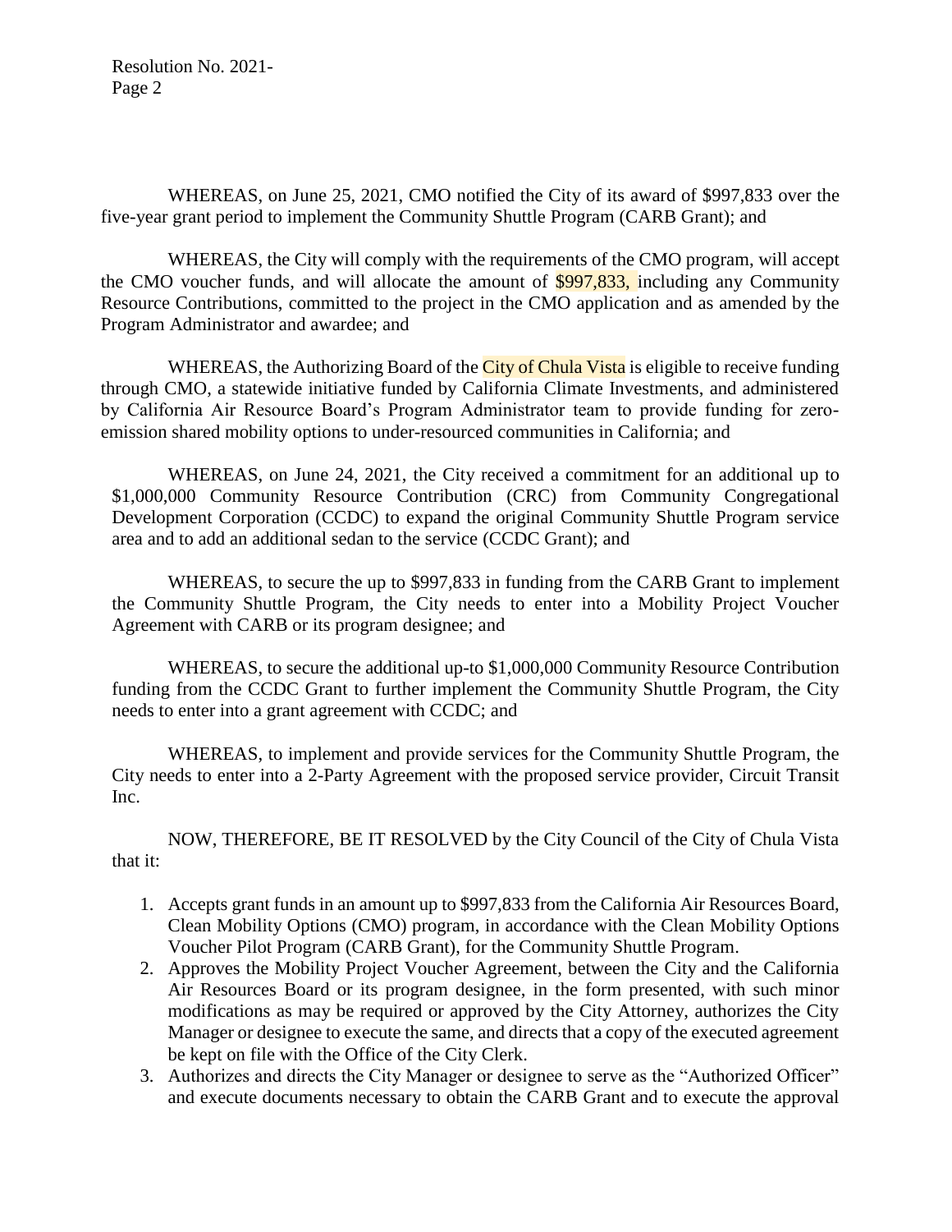WHEREAS, on June 25, 2021, CMO notified the City of its award of $997,833 over the five-year grant period to implement the Community Shuttle Program (CARB Grant); and

WHEREAS, the City will comply with the requirements of the CMO program, will accept the CMO voucher funds, and will allocate the amount of $997,833, including any Community Resource Contributions, committed to the project in the CMO application and as amended by the Program Administrator and awardee; and

WHEREAS, the Authorizing Board of the City of Chula Vista is eligible to receive funding through CMO, a statewide initiative funded by California Climate Investments, and administered by California Air Resource Board's Program Administrator team to provide funding for zero-emission shared mobility options to under-resourced communities in California; and

WHEREAS, on June 24, 2021, the City received a commitment for an additional up to $1,000,000 Community Resource Contribution (CRC) from Community Congregational Development Corporation (CCDC) to expand the original Community Shuttle Program service area and to add an additional sedan to the service (CCDC Grant); and

WHEREAS, to secure the up to $997,833 in funding from the CARB Grant to implement the Community Shuttle Program, the City needs to enter into a Mobility Project Voucher Agreement with CARB or its program designee; and

WHEREAS, to secure the additional up-to $1,000,000 Community Resource Contribution funding from the CCDC Grant to further implement the Community Shuttle Program, the City needs to enter into a grant agreement with CCDC; and

WHEREAS, to implement and provide services for the Community Shuttle Program, the City needs to enter into a 2-Party Agreement with the proposed service provider, Circuit Transit Inc.

NOW, THEREFORE, BE IT RESOLVED by the City Council of the City of Chula Vista that it:

1. Accepts grant funds in an amount up to $997,833 from the California Air Resources Board, Clean Mobility Options (CMO) program, in accordance with the Clean Mobility Options Voucher Pilot Program (CARB Grant), for the Community Shuttle Program.
2. Approves the Mobility Project Voucher Agreement, between the City and the California Air Resources Board or its program designee, in the form presented, with such minor modifications as may be required or approved by the City Attorney, authorizes the City Manager or designee to execute the same, and directs that a copy of the executed agreement be kept on file with the Office of the City Clerk.
3. Authorizes and directs the City Manager or designee to serve as the "Authorized Officer" and execute documents necessary to obtain the CARB Grant and to execute the approval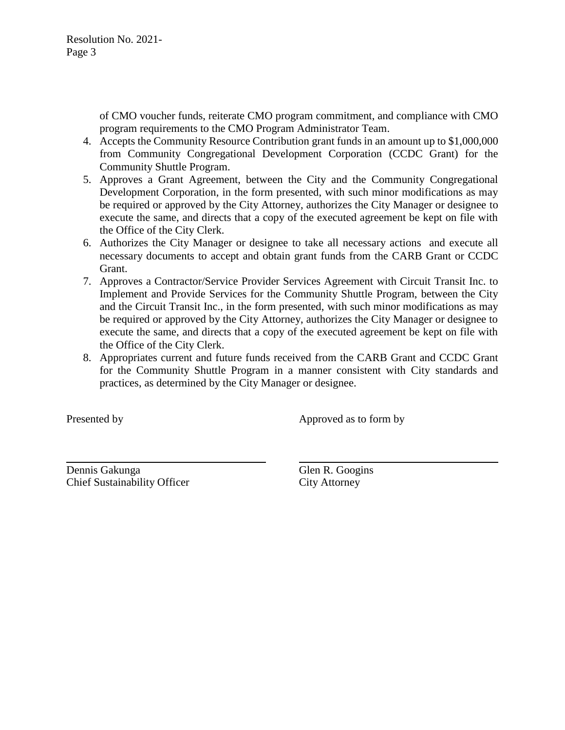of CMO voucher funds, reiterate CMO program commitment, and compliance with CMO program requirements to the CMO Program Administrator Team.

4. Accepts the Community Resource Contribution grant funds in an amount up to $1,000,000 from Community Congregational Development Corporation (CCDC Grant) for the Community Shuttle Program.
5. Approves a Grant Agreement, between the City and the Community Congregational Development Corporation, in the form presented, with such minor modifications as may be required or approved by the City Attorney, authorizes the City Manager or designee to execute the same, and directs that a copy of the executed agreement be kept on file with the Office of the City Clerk.
6. Authorizes the City Manager or designee to take all necessary actions and execute all necessary documents to accept and obtain grant funds from the CARB Grant or CCDC Grant.
7. Approves a Contractor/Service Provider Services Agreement with Circuit Transit Inc. to Implement and Provide Services for the Community Shuttle Program, between the City and the Circuit Transit Inc., in the form presented, with such minor modifications as may be required or approved by the City Attorney, authorizes the City Manager or designee to execute the same, and directs that a copy of the executed agreement be kept on file with the Office of the City Clerk.
8. Appropriates current and future funds received from the CARB Grant and CCDC Grant for the Community Shuttle Program in a manner consistent with City standards and practices, as determined by the City Manager or designee.

Presented by

Dennis Gakunga
Chief Sustainability Officer

Approved as to form by

Glen R. Googins
City Attorney